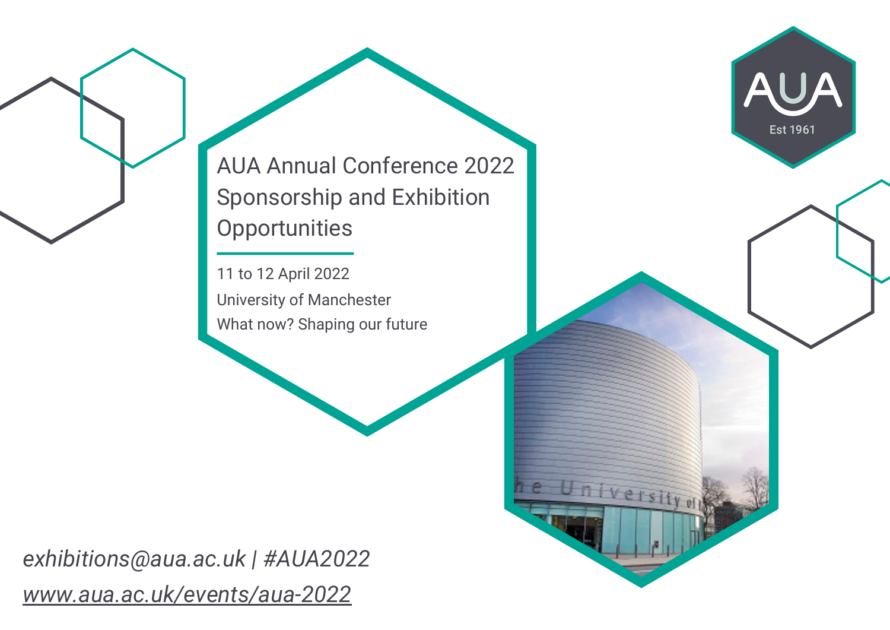# AUA Annual Conference 2022 Sponsorship and Exhibition Opportunities

11 to 12 April 2022

University of Manchester

What now? Shaping our future

*exhibitions@aua.ac.uk | #AUA2022*

*www.aua.ac.uk/events/aua-2022*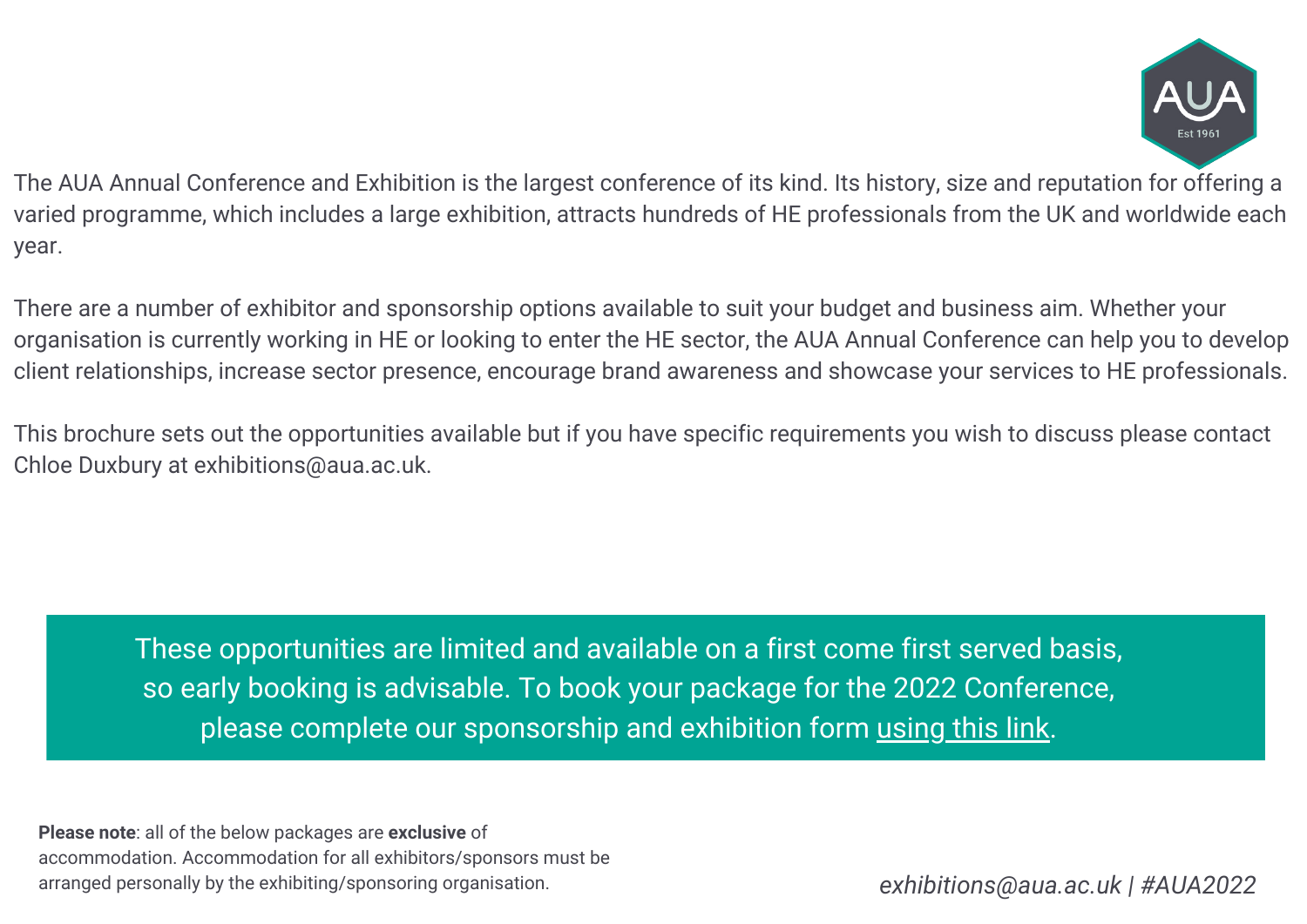The AUA Annual Conference and Exhibition is the largest conference of its kind. Its history, size and reputation for offering a varied programme, which includes a large exhibition, attracts hundreds of HE professionals from the UK and worldwide each year.

There are a number of exhibitor and sponsorship options available to suit your budget and business aim. Whether your organisation is currently working in HE or looking to enter the HE sector, the AUA Annual Conference can help you to develop client relationships, increase sector presence, encourage brand awareness and showcase your services to HE professionals.

This brochure sets out the opportunities available but if you have specific requirements you wish to discuss please contact Chloe Duxbury at exhibitions@aua.ac.uk.

These opportunities are limited and available on a first come first served basis, so early booking is advisable. To book your package for the 2022 Conference, please complete our sponsorship and exhibition form using this link.

**Please note**: all of the below packages are **exclusive** of accommodation. Accommodation for all exhibitors/sponsors must be arranged personally by the exhibiting/sponsoring organisation.

*exhibitions@aua.ac.uk | #AUA2022*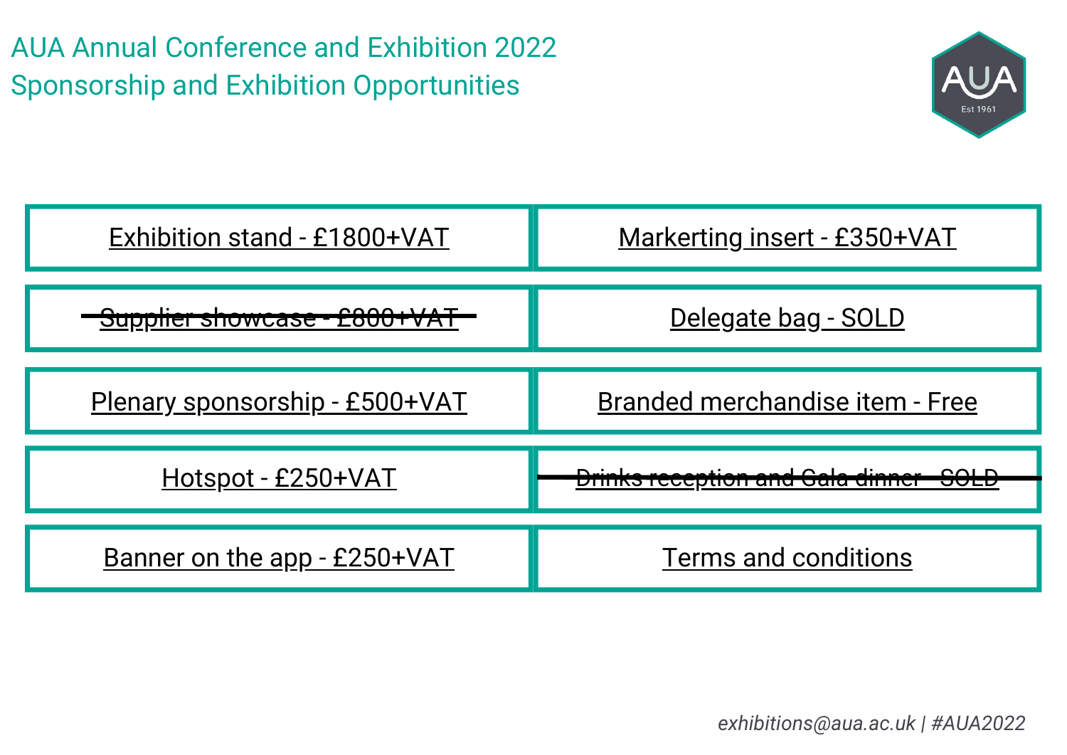# AUA Annual Conference and Exhibition 2022

## Sponsorship and Exhibition Opportunities

| | |
|---|---|
| Exhibition stand - £1800+VAT | Markerting insert - £350+VAT |
| ~~Supplier showcase - £800+VAT~~ | Delegate bag - SOLD |
| Plenary sponsorship - £500+VAT | Branded merchandise item - Free |
| Hotspot - £250+VAT | ~~Drinks reception and Gala dinner - SOLD~~ |
| Banner on the app - £250+VAT | Terms and conditions |

*exhibitions@aua.ac.uk | #AUA2022*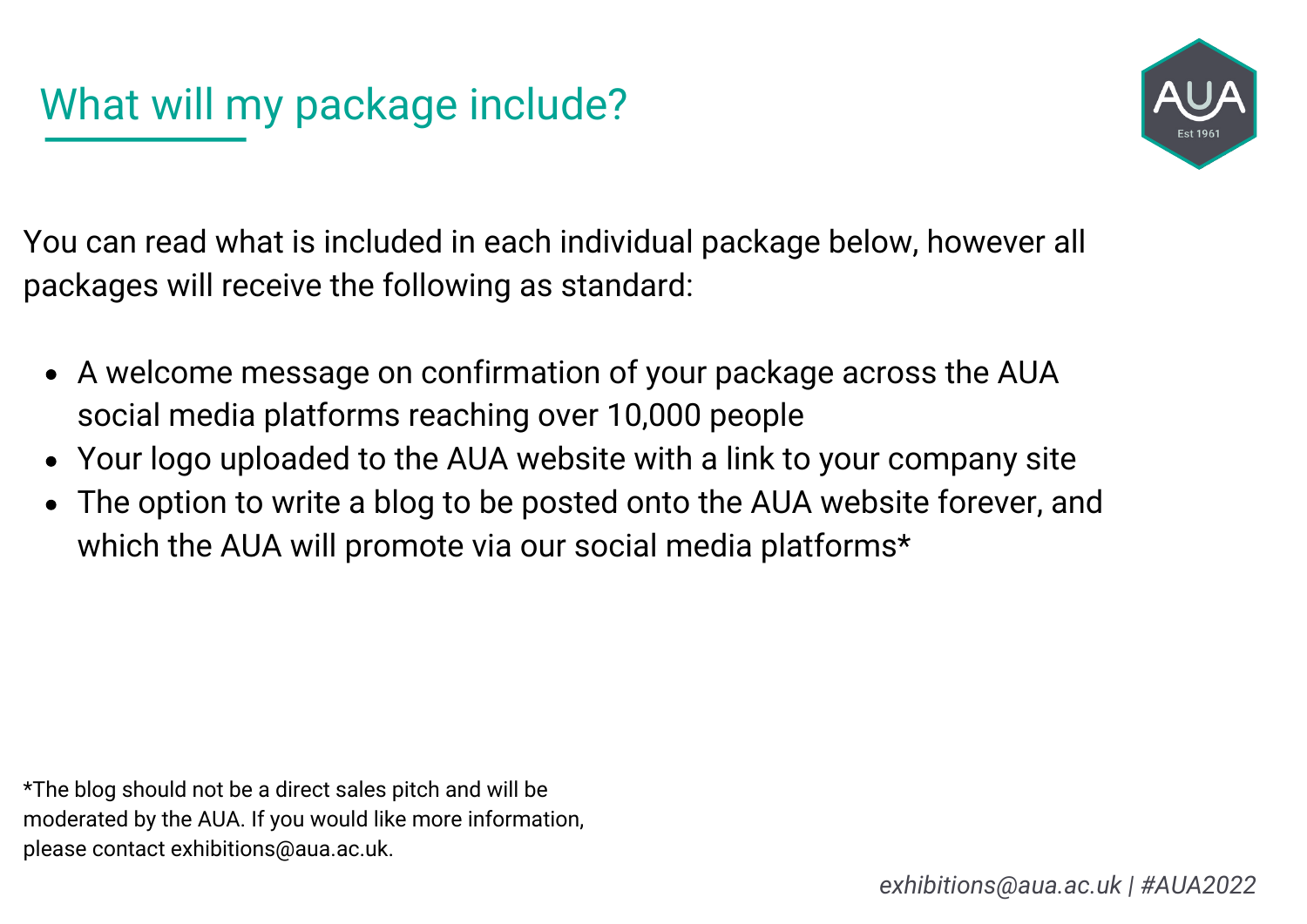# What will my package include?

You can read what is included in each individual package below, however all packages will receive the following as standard:

- A welcome message on confirmation of your package across the AUA social media platforms reaching over 10,000 people
- Your logo uploaded to the AUA website with a link to your company site
- The option to write a blog to be posted onto the AUA website forever, and which the AUA will promote via our social media platforms*

*The blog should not be a direct sales pitch and will be moderated by the AUA. If you would like more information, please contact exhibitions@aua.ac.uk.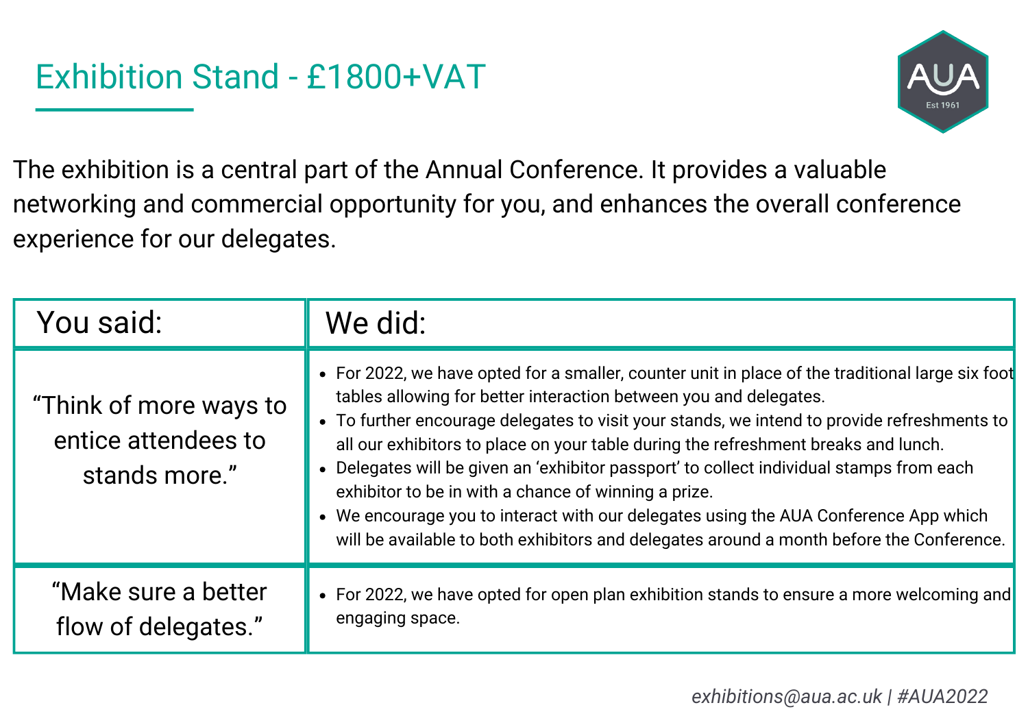# Exhibition Stand - £1800+VAT

The exhibition is a central part of the Annual Conference. It provides a valuable networking and commercial opportunity for you, and enhances the overall conference experience for our delegates.

| You said: | We did: |
|---|---|
| "Think of more ways to entice attendees to stands more." | • For 2022, we have opted for a smaller, counter unit in place of the traditional large six foot tables allowing for better interaction between you and delegates.<br>• To further encourage delegates to visit your stands, we intend to provide refreshments to all our exhibitors to place on your table during the refreshment breaks and lunch.<br>• Delegates will be given an 'exhibitor passport' to collect individual stamps from each exhibitor to be in with a chance of winning a prize.<br>• We encourage you to interact with our delegates using the AUA Conference App which will be available to both exhibitors and delegates around a month before the Conference. |
| "Make sure a better flow of delegates." | • For 2022, we have opted for open plan exhibition stands to ensure a more welcoming and engaging space. |

*exhibitions@aua.ac.uk | #AUA2022*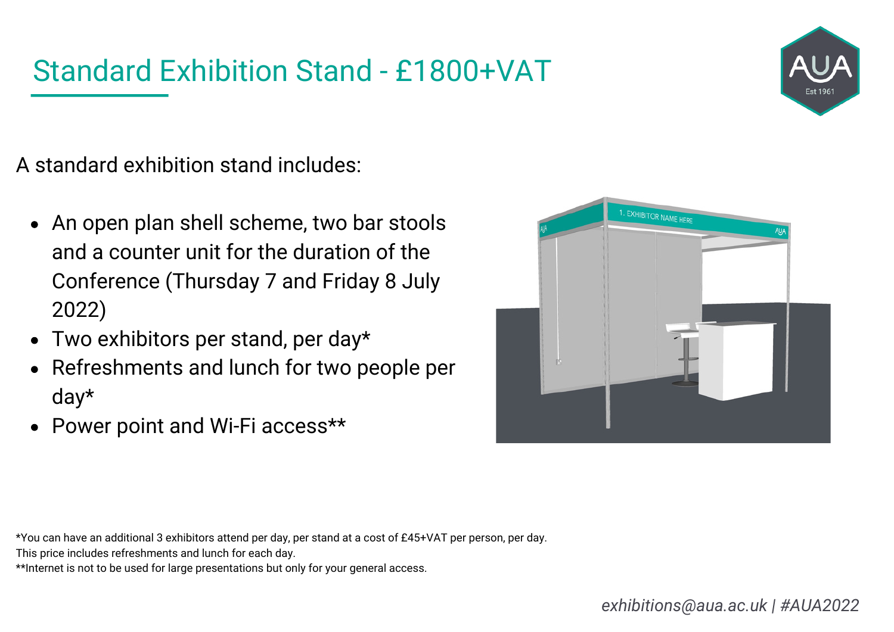# Standard Exhibition Stand - £1800+VAT

A standard exhibition stand includes:

- An open plan shell scheme, two bar stools and a counter unit for the duration of the Conference (Thursday 7 and Friday 8 July 2022)
- Two exhibitors per stand, per day*
- Refreshments and lunch for two people per day*
- Power point and Wi-Fi access**

*You can have an additional 3 exhibitors attend per day, per stand at a cost of £45+VAT per person, per day. This price includes refreshments and lunch for each day.

**Internet is not to be used for large presentations but only for your general access.

*exhibitions@aua.ac.uk | #AUA2022*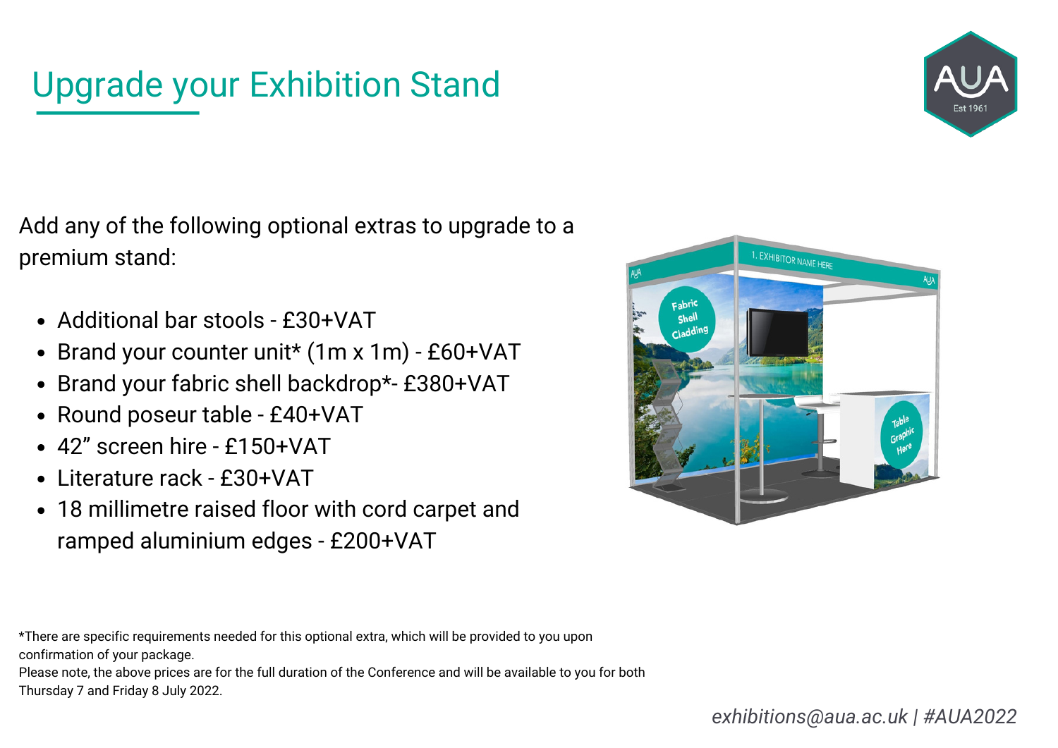# Upgrade your Exhibition Stand

Add any of the following optional extras to upgrade to a premium stand:

- Additional bar stools - £30+VAT
- Brand your counter unit* (1m x 1m) - £60+VAT
- Brand your fabric shell backdrop*- £380+VAT
- Round poseur table - £40+VAT
- 42” screen hire - £150+VAT
- Literature rack - £30+VAT
- 18 millimetre raised floor with cord carpet and ramped aluminium edges - £200+VAT

*There are specific requirements needed for this optional extra, which will be provided to you upon confirmation of your package.
Please note, the above prices are for the full duration of the Conference and will be available to you for both Thursday 7 and Friday 8 July 2022.

*exhibitions@aua.ac.uk | #AUA2022*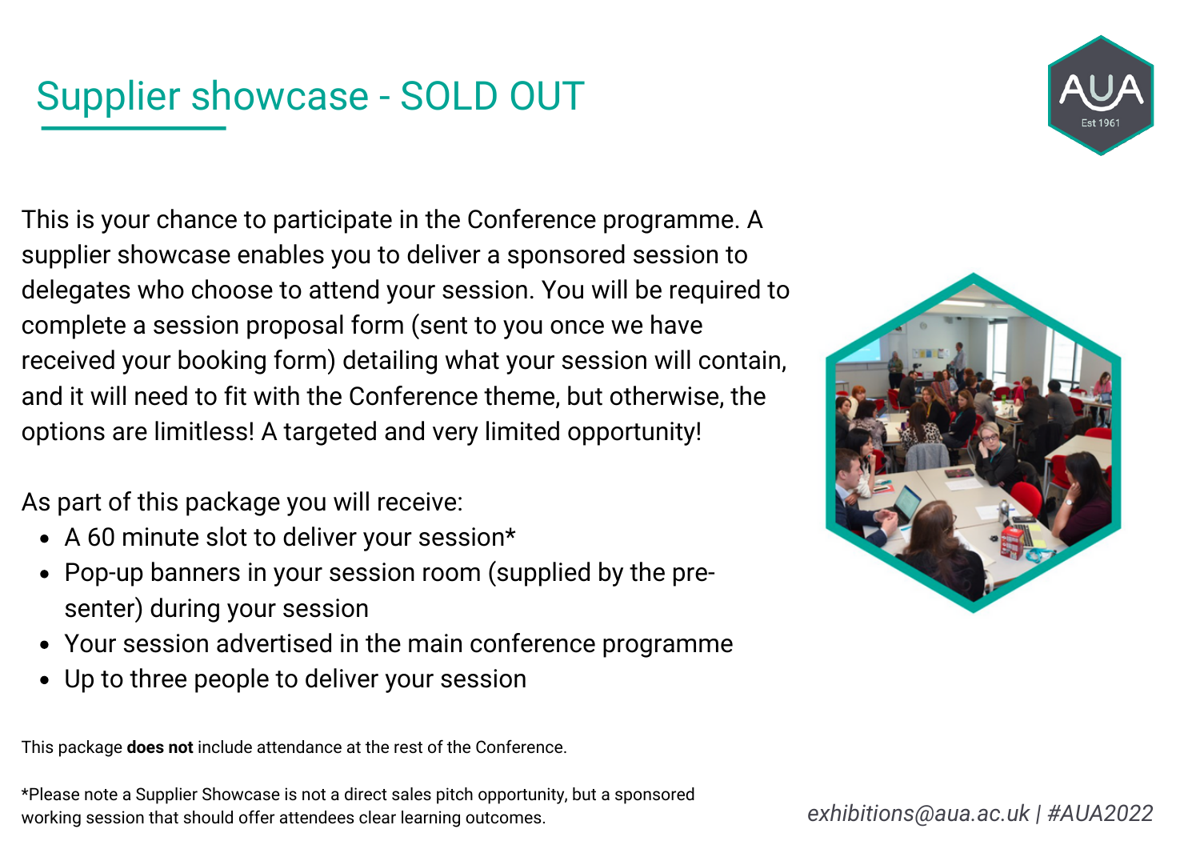# Supplier showcase - SOLD OUT

This is your chance to participate in the Conference programme. A supplier showcase enables you to deliver a sponsored session to delegates who choose to attend your session. You will be required to complete a session proposal form (sent to you once we have received your booking form) detailing what your session will contain, and it will need to fit with the Conference theme, but otherwise, the options are limitless! A targeted and very limited opportunity!

As part of this package you will receive:

- A 60 minute slot to deliver your session*
- Pop-up banners in your session room (supplied by the presenter) during your session
- Your session advertised in the main conference programme
- Up to three people to deliver your session

This package **does not** include attendance at the rest of the Conference.

*Please note a Supplier Showcase is not a direct sales pitch opportunity, but a sponsored working session that should offer attendees clear learning outcomes.

*exhibitions@aua.ac.uk | #AUA2022*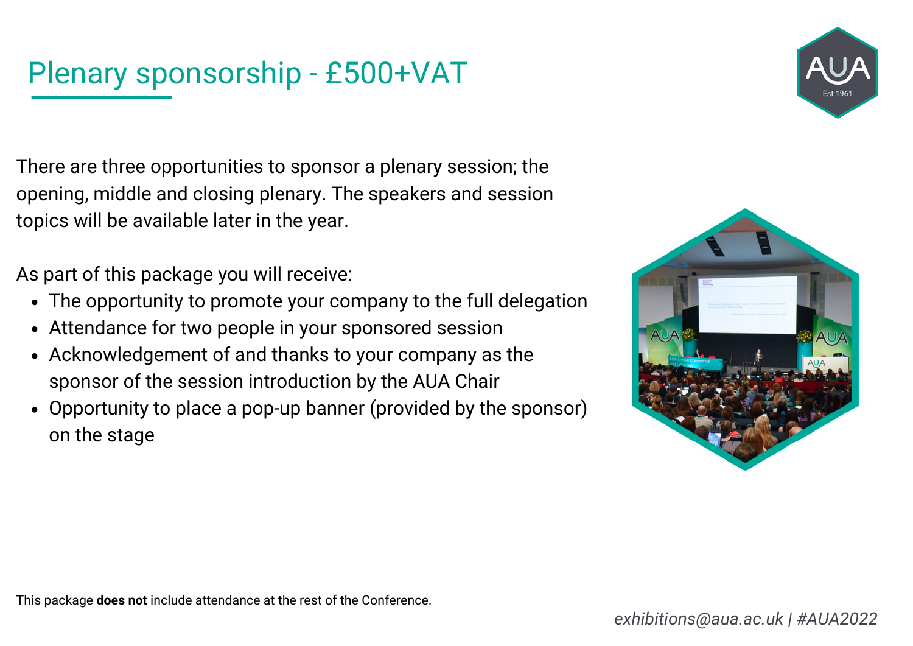# Plenary sponsorship - £500+VAT

There are three opportunities to sponsor a plenary session; the opening, middle and closing plenary. The speakers and session topics will be available later in the year.

As part of this package you will receive:

- The opportunity to promote your company to the full delegation
- Attendance for two people in your sponsored session
- Acknowledgement of and thanks to your company as the sponsor of the session introduction by the AUA Chair
- Opportunity to place a pop-up banner (provided by the sponsor) on the stage

This package **does not** include attendance at the rest of the Conference.

*exhibitions@aua.ac.uk | #AUA2022*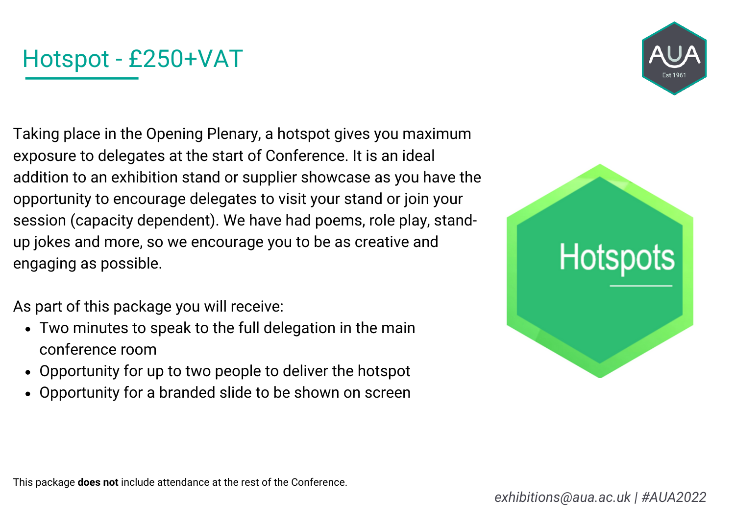# Hotspot - £250+VAT

Taking place in the Opening Plenary, a hotspot gives you maximum exposure to delegates at the start of Conference. It is an ideal addition to an exhibition stand or supplier showcase as you have the opportunity to encourage delegates to visit your stand or join your session (capacity dependent). We have had poems, role play, stand-up jokes and more, so we encourage you to be as creative and engaging as possible.

As part of this package you will receive:

- Two minutes to speak to the full delegation in the main conference room
- Opportunity for up to two people to deliver the hotspot
- Opportunity for a branded slide to be shown on screen

This package **does not** include attendance at the rest of the Conference.

*exhibitions@aua.ac.uk | #AUA2022*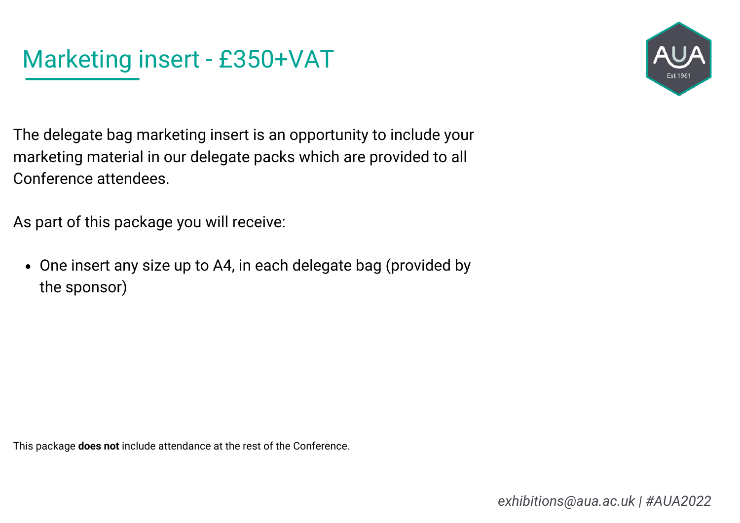# Marketing insert - £350+VAT

The delegate bag marketing insert is an opportunity to include your marketing material in our delegate packs which are provided to all Conference attendees.

As part of this package you will receive:

- One insert any size up to A4, in each delegate bag (provided by the sponsor)

This package **does not** include attendance at the rest of the Conference.

*exhibitions@aua.ac.uk | #AUA2022*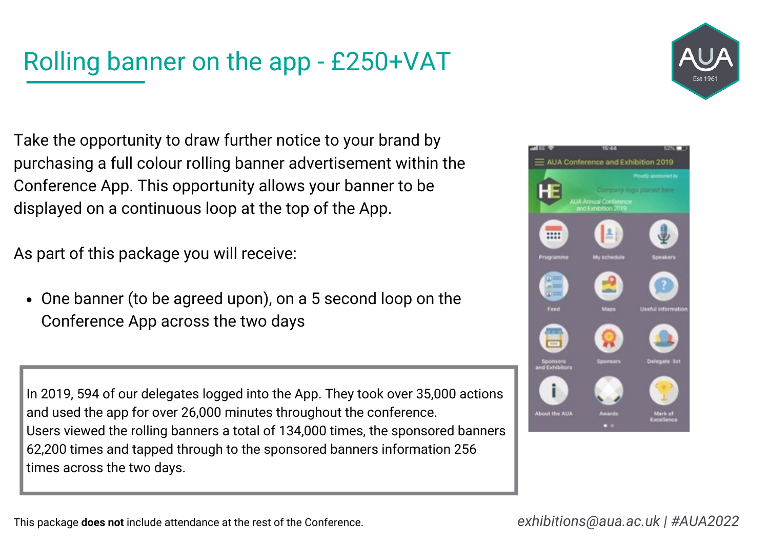# Rolling banner on the app - £250+VAT

Take the opportunity to draw further notice to your brand by purchasing a full colour rolling banner advertisement within the Conference App. This opportunity allows your banner to be displayed on a continuous loop at the top of the App.

As part of this package you will receive:

- One banner (to be agreed upon), on a 5 second loop on the Conference App across the two days

In 2019, 594 of our delegates logged into the App. They took over 35,000 actions and used the app for over 26,000 minutes throughout the conference.
Users viewed the rolling banners a total of 134,000 times, the sponsored banners 62,200 times and tapped through to the sponsored banners information 256 times across the two days.

This package **does not** include attendance at the rest of the Conference.

*exhibitions@aua.ac.uk | #AUA2022*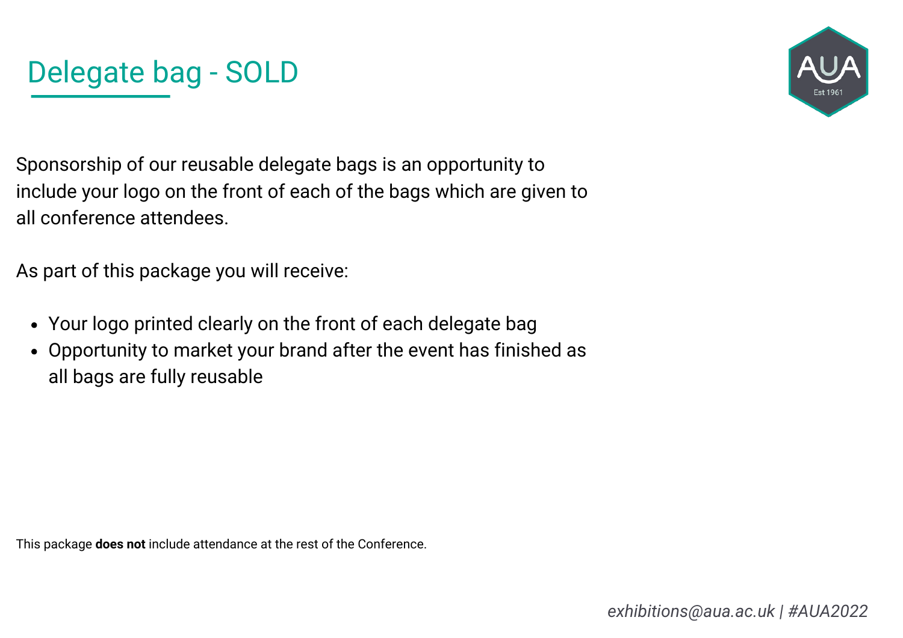# Delegate bag - SOLD

Sponsorship of our reusable delegate bags is an opportunity to include your logo on the front of each of the bags which are given to all conference attendees.

As part of this package you will receive:

- Your logo printed clearly on the front of each delegate bag
- Opportunity to market your brand after the event has finished as all bags are fully reusable

This package **does not** include attendance at the rest of the Conference.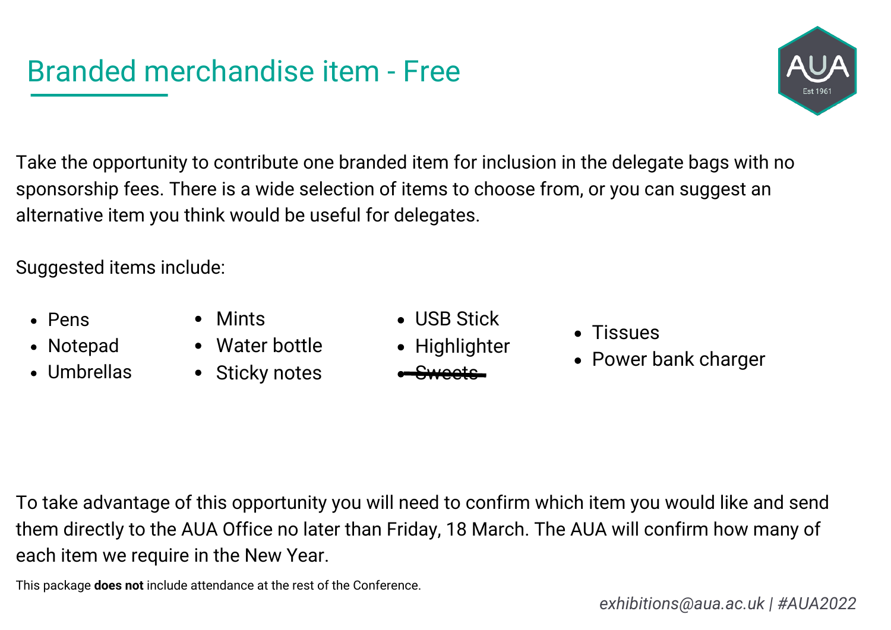# Branded merchandise item - Free

Take the opportunity to contribute one branded item for inclusion in the delegate bags with no sponsorship fees. There is a wide selection of items to choose from, or you can suggest an alternative item you think would be useful for delegates.

Suggested items include:

- Pens
- Notepad
- Umbrellas
- Mints
- Water bottle
- Sticky notes
- USB Stick
- Highlighter
- ~~Sweets~~
- Tissues
- Power bank charger

To take advantage of this opportunity you will need to confirm which item you would like and send them directly to the AUA Office no later than Friday, 18 March. The AUA will confirm how many of each item we require in the New Year.

This package **does not** include attendance at the rest of the Conference.

*exhibitions@aua.ac.uk | #AUA2022*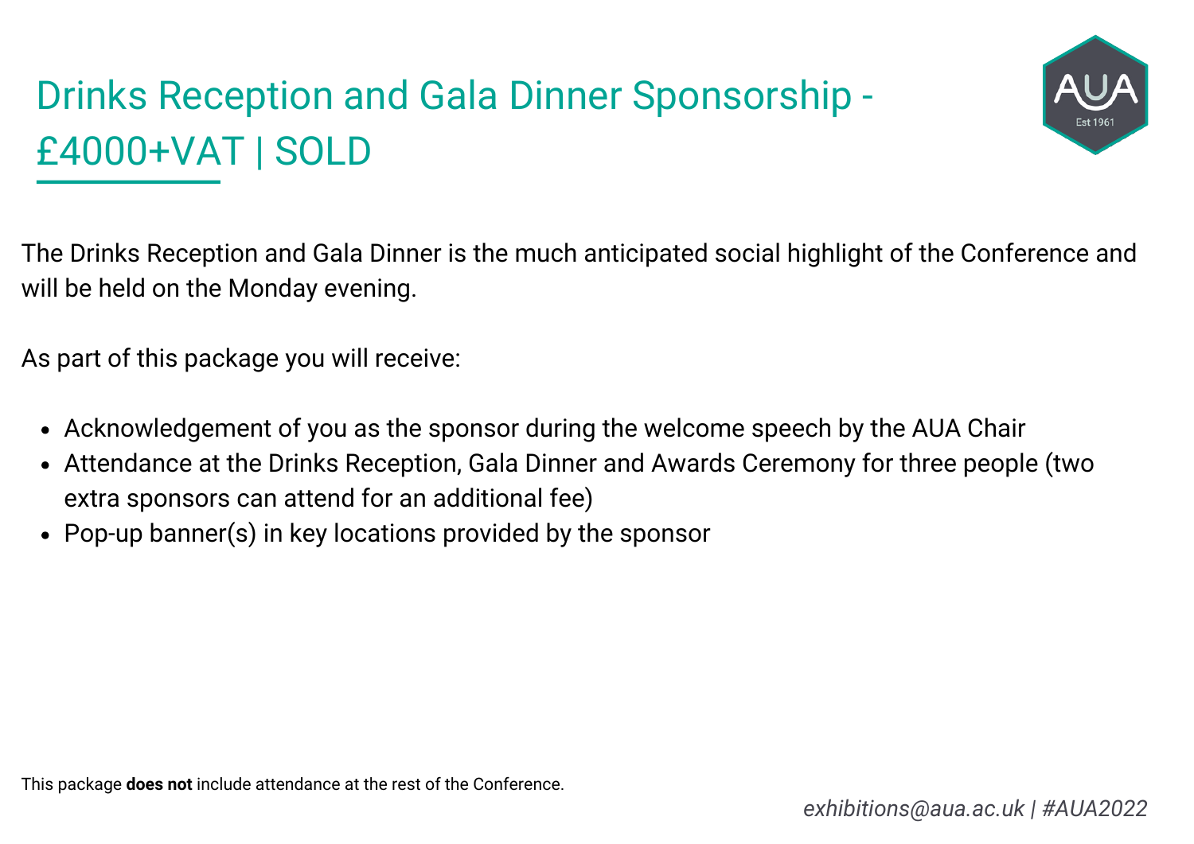# Drinks Reception and Gala Dinner Sponsorship - £4000+VAT | SOLD

The Drinks Reception and Gala Dinner is the much anticipated social highlight of the Conference and will be held on the Monday evening.

As part of this package you will receive:

- Acknowledgement of you as the sponsor during the welcome speech by the AUA Chair
- Attendance at the Drinks Reception, Gala Dinner and Awards Ceremony for three people (two extra sponsors can attend for an additional fee)
- Pop-up banner(s) in key locations provided by the sponsor

This package **does not** include attendance at the rest of the Conference.

*exhibitions@aua.ac.uk | #AUA2022*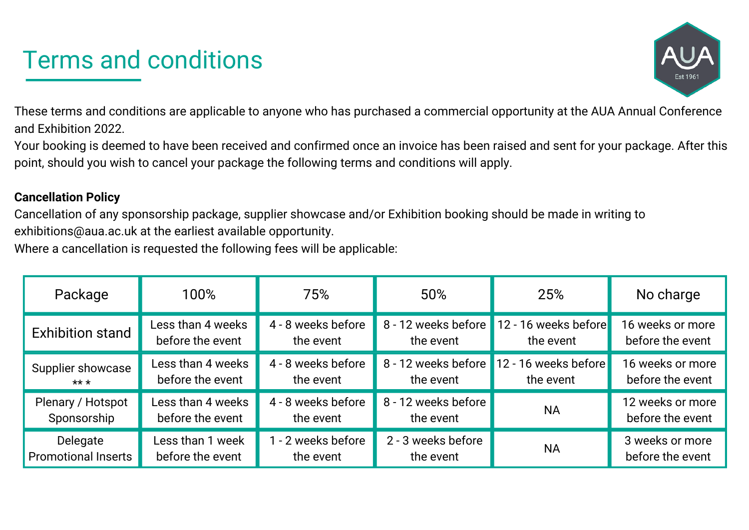# Terms and conditions

These terms and conditions are applicable to anyone who has purchased a commercial opportunity at the AUA Annual Conference and Exhibition 2022.
Your booking is deemed to have been received and confirmed once an invoice has been raised and sent for your package. After this point, should you wish to cancel your package the following terms and conditions will apply.

**Cancellation Policy**
Cancellation of any sponsorship package, supplier showcase and/or Exhibition booking should be made in writing to exhibitions@aua.ac.uk at the earliest available opportunity.
Where a cancellation is requested the following fees will be applicable:

| Package | 100% | 75% | 50% | 25% | No charge |
|---|---|---|---|---|---|
| Exhibition stand | Less than 4 weeks before the event | 4 - 8 weeks before the event | 8 - 12 weeks before the event | 12 - 16 weeks before the event | 16 weeks or more before the event |
| Supplier showcase *** | Less than 4 weeks before the event | 4 - 8 weeks before the event | 8 - 12 weeks before the event | 12 - 16 weeks before the event | 16 weeks or more before the event |
| Plenary / Hotspot Sponsorship | Less than 4 weeks before the event | 4 - 8 weeks before the event | 8 - 12 weeks before the event | NA | 12 weeks or more before the event |
| Delegate Promotional Inserts | Less than 1 week before the event | 1 - 2 weeks before the event | 2 - 3 weeks before the event | NA | 3 weeks or more before the event |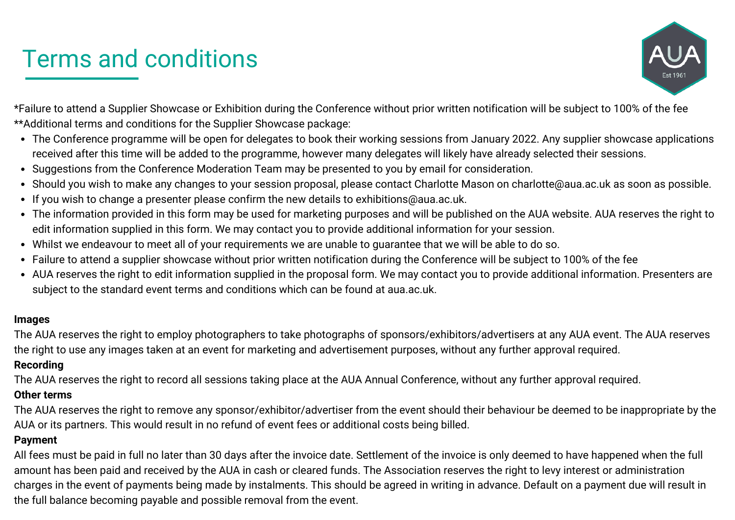# Terms and conditions

*Failure to attend a Supplier Showcase or Exhibition during the Conference without prior written notification will be subject to 100% of the fee
**Additional terms and conditions for the Supplier Showcase package:

- The Conference programme will be open for delegates to book their working sessions from January 2022. Any supplier showcase applications received after this time will be added to the programme, however many delegates will likely have already selected their sessions.
- Suggestions from the Conference Moderation Team may be presented to you by email for consideration.
- Should you wish to make any changes to your session proposal, please contact Charlotte Mason on charlotte@aua.ac.uk as soon as possible.
- If you wish to change a presenter please confirm the new details to exhibitions@aua.ac.uk.
- The information provided in this form may be used for marketing purposes and will be published on the AUA website. AUA reserves the right to edit information supplied in this form. We may contact you to provide additional information for your session.
- Whilst we endeavour to meet all of your requirements we are unable to guarantee that we will be able to do so.
- Failure to attend a supplier showcase without prior written notification during the Conference will be subject to 100% of the fee
- AUA reserves the right to edit information supplied in the proposal form. We may contact you to provide additional information. Presenters are subject to the standard event terms and conditions which can be found at aua.ac.uk.

**Images**
The AUA reserves the right to employ photographers to take photographs of sponsors/exhibitors/advertisers at any AUA event. The AUA reserves the right to use any images taken at an event for marketing and advertisement purposes, without any further approval required.

**Recording**
The AUA reserves the right to record all sessions taking place at the AUA Annual Conference, without any further approval required.

**Other terms**
The AUA reserves the right to remove any sponsor/exhibitor/advertiser from the event should their behaviour be deemed to be inappropriate by the AUA or its partners. This would result in no refund of event fees or additional costs being billed.

**Payment**
All fees must be paid in full no later than 30 days after the invoice date. Settlement of the invoice is only deemed to have happened when the full amount has been paid and received by the AUA in cash or cleared funds. The Association reserves the right to levy interest or administration charges in the event of payments being made by instalments. This should be agreed in writing in advance. Default on a payment due will result in the full balance becoming payable and possible removal from the event.